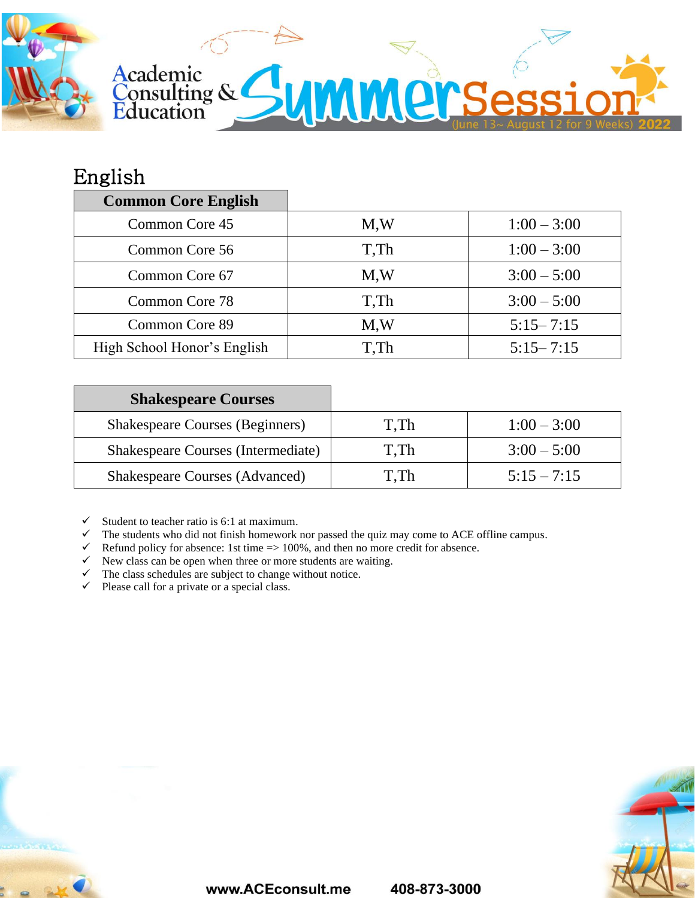Academic Consulting & Education **Summer Session** (June 13~ August 12 for 9 Weeks) **2022**

# English

| Common Core English | | |
|---|---|---|
| Common Core 45 | M,W | 1:00 – 3:00 |
| Common Core 56 | T,Th | 1:00 – 3:00 |
| Common Core 67 | M,W | 3:00 – 5:00 |
| Common Core 78 | T,Th | 3:00 – 5:00 |
| Common Core 89 | M,W | 5:15– 7:15 |
| High School Honor's English | T,Th | 5:15– 7:15 |

| Shakespeare Courses | | |
|---|---|---|
| Shakespeare Courses (Beginners) | T,Th | 1:00 – 3:00 |
| Shakespeare Courses (Intermediate) | T,Th | 3:00 – 5:00 |
| Shakespeare Courses (Advanced) | T,Th | 5:15 – 7:15 |

- ✓ Student to teacher ratio is 6:1 at maximum.
- ✓ The students who did not finish homework nor passed the quiz may come to ACE offline campus.
- ✓ Refund policy for absence: 1st time => 100%, and then no more credit for absence.
- ✓ New class can be open when three or more students are waiting.
- ✓ The class schedules are subject to change without notice.
- ✓ Please call for a private or a special class.

www.ACEconsult.me 408-873-3000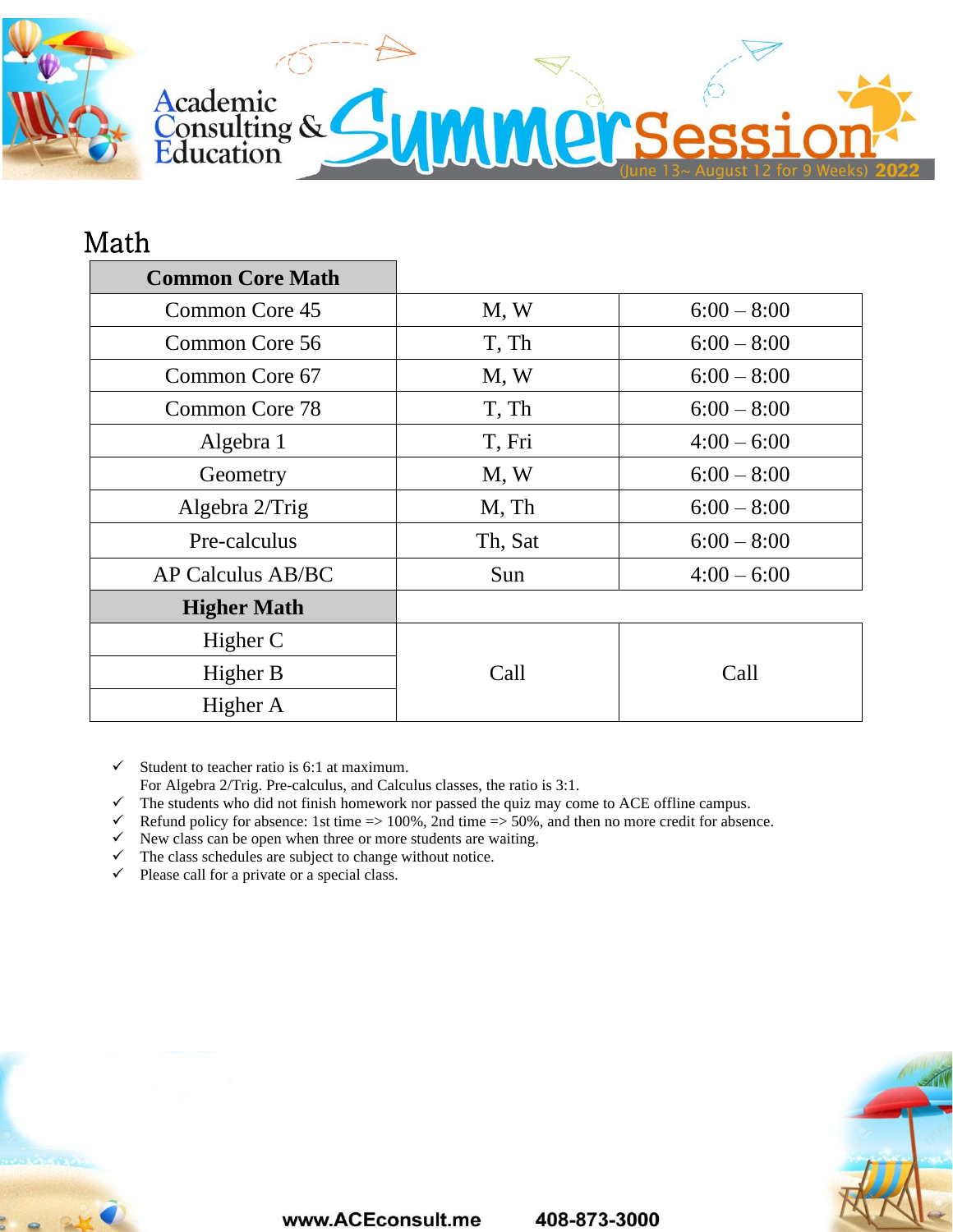Academic Consulting & Education **Summer Session** (June 13~ August 12 for 9 Weeks) 2022

# Math

| Common Core Math | | |
|---|---|---|
| Common Core 45 | M, W | 6:00 – 8:00 |
| Common Core 56 | T, Th | 6:00 – 8:00 |
| Common Core 67 | M, W | 6:00 – 8:00 |
| Common Core 78 | T, Th | 6:00 – 8:00 |
| Algebra 1 | T, Fri | 4:00 – 6:00 |
| Geometry | M, W | 6:00 – 8:00 |
| Algebra 2/Trig | M, Th | 6:00 – 8:00 |
| Pre-calculus | Th, Sat | 6:00 – 8:00 |
| AP Calculus AB/BC | Sun | 4:00 – 6:00 |
| **Higher Math** | | |
| Higher C | Call | Call |
| Higher B | Call | Call |
| Higher A | Call | Call |

- ✓ Student to teacher ratio is 6:1 at maximum.
  For Algebra 2/Trig. Pre-calculus, and Calculus classes, the ratio is 3:1.
- ✓ The students who did not finish homework nor passed the quiz may come to ACE offline campus.
- ✓ Refund policy for absence: 1st time => 100%, 2nd time => 50%, and then no more credit for absence.
- ✓ New class can be open when three or more students are waiting.
- ✓ The class schedules are subject to change without notice.
- ✓ Please call for a private or a special class.

www.ACEconsult.me 408-873-3000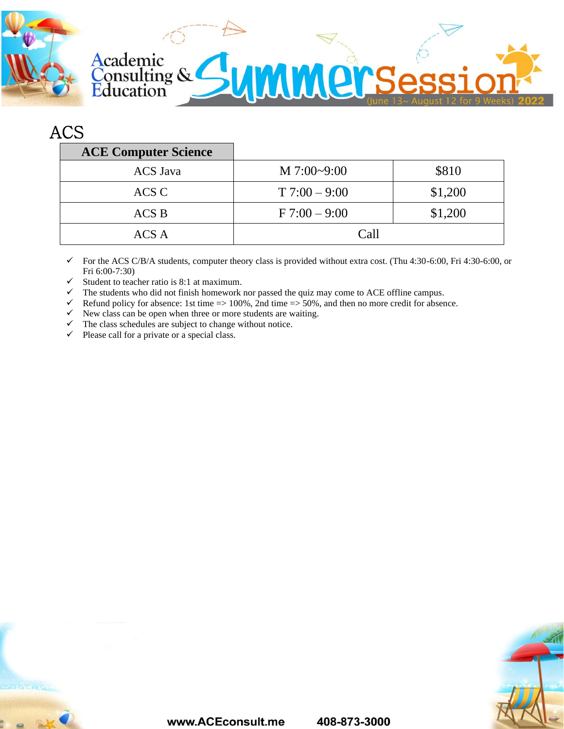# ACS

| ACE Computer Science | | |
| --- | --- | --- |
| ACS Java | M 7:00~9:00 | $810 |
| ACS C | T 7:00 – 9:00 | $1,200 |
| ACS B | F 7:00 – 9:00 | $1,200 |
| ACS A | Call | |

- ✓ For the ACS C/B/A students, computer theory class is provided without extra cost. (Thu 4:30-6:00, Fri 4:30-6:00, or Fri 6:00-7:30)
- ✓ Student to teacher ratio is 8:1 at maximum.
- ✓ The students who did not finish homework nor passed the quiz may come to ACE offline campus.
- ✓ Refund policy for absence: 1st time => 100%, 2nd time => 50%, and then no more credit for absence.
- ✓ New class can be open when three or more students are waiting.
- ✓ The class schedules are subject to change without notice.
- ✓ Please call for a private or a special class.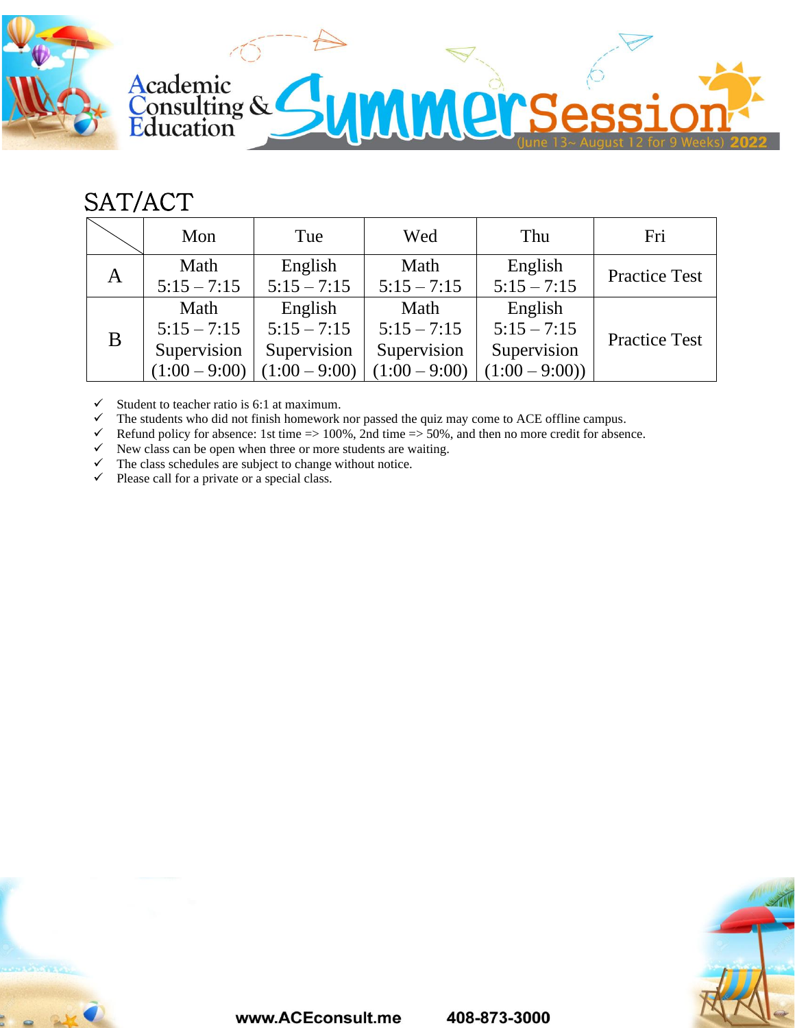Academic Consulting & Education **Summer Session** (June 13~ August 12 for 9 Weeks) **2022**

## SAT/ACT

| | Mon | Tue | Wed | Thu | Fri |
|---|---|---|---|---|---|
| A | Math 5:15 – 7:15 | English 5:15 – 7:15 | Math 5:15 – 7:15 | English 5:15 – 7:15 | Practice Test |
| B | Math 5:15 – 7:15 Supervision (1:00 – 9:00) | English 5:15 – 7:15 Supervision (1:00 – 9:00) | Math 5:15 – 7:15 Supervision (1:00 – 9:00) | English 5:15 – 7:15 Supervision (1:00 – 9:00)) | Practice Test |

- ✓ Student to teacher ratio is 6:1 at maximum.
- ✓ The students who did not finish homework nor passed the quiz may come to ACE offline campus.
- ✓ Refund policy for absence: 1st time => 100%, 2nd time => 50%, and then no more credit for absence.
- ✓ New class can be open when three or more students are waiting.
- ✓ The class schedules are subject to change without notice.
- ✓ Please call for a private or a special class.

**www.ACEconsult.me** **408-873-3000**